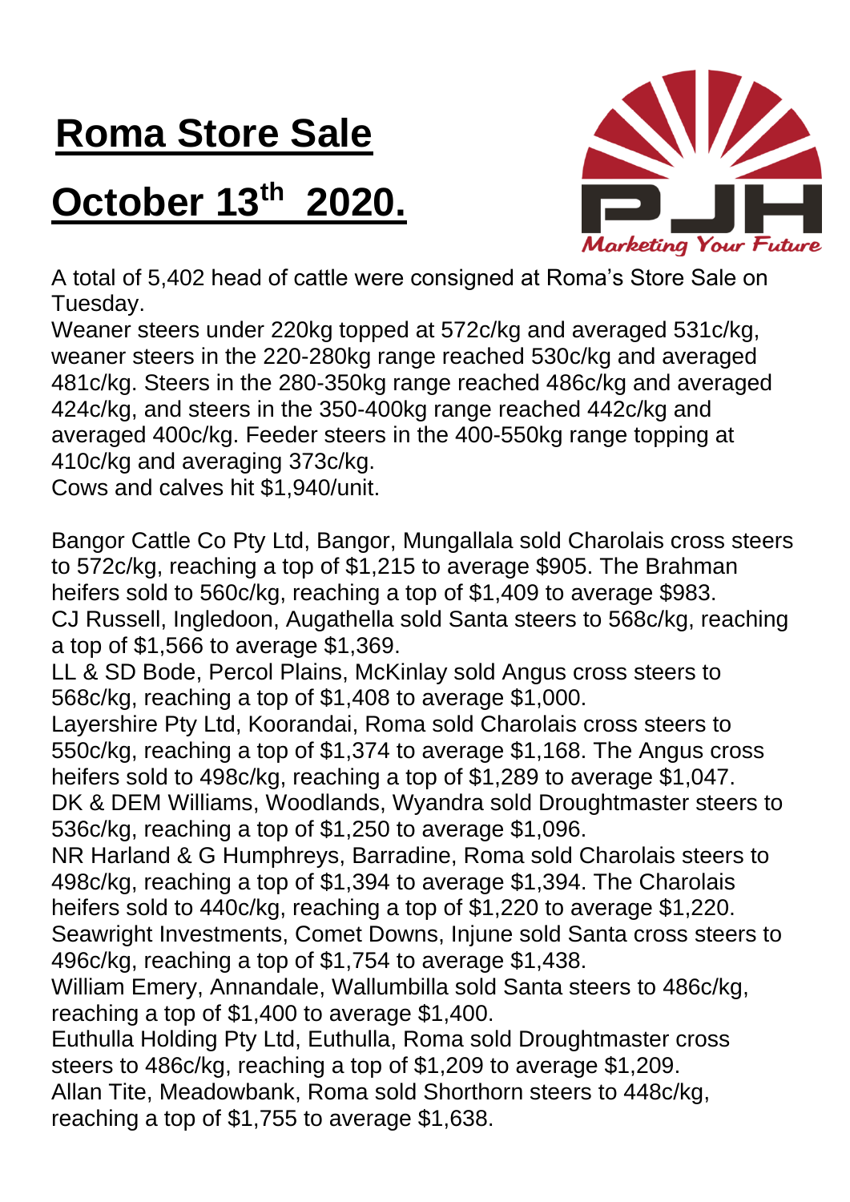# Roma Store Sale

# October 13th 2020.

A total of 5,402 head of cattle were consigned at Roma's Store Sale on Tuesday.

Weaner steers under 220kg topped at 572c/kg and averaged 531c/kg, weaner steers in the 220-280kg range reached 530c/kg and averaged 481c/kg. Steers in the 280-350kg range reached 486c/kg and averaged 424c/kg, and steers in the 350-400kg range reached 442c/kg and averaged 400c/kg. Feeder steers in the 400-550kg range topping at 410c/kg and averaging 373c/kg.

Cows and calves hit $1,940/unit.

Bangor Cattle Co Pty Ltd, Bangor, Mungallala sold Charolais cross steers to 572c/kg, reaching a top of $1,215 to average $905. The Brahman heifers sold to 560c/kg, reaching a top of $1,409 to average $983.

CJ Russell, Ingledoon, Augathella sold Santa steers to 568c/kg, reaching a top of $1,566 to average $1,369.

LL & SD Bode, Percol Plains, McKinlay sold Angus cross steers to 568c/kg, reaching a top of $1,408 to average $1,000.

Layershire Pty Ltd, Koorandai, Roma sold Charolais cross steers to 550c/kg, reaching a top of $1,374 to average $1,168. The Angus cross heifers sold to 498c/kg, reaching a top of $1,289 to average $1,047.

DK & DEM Williams, Woodlands, Wyandra sold Droughtmaster steers to 536c/kg, reaching a top of $1,250 to average $1,096.

NR Harland & G Humphreys, Barradine, Roma sold Charolais steers to 498c/kg, reaching a top of $1,394 to average $1,394. The Charolais heifers sold to 440c/kg, reaching a top of $1,220 to average $1,220.

Seawright Investments, Comet Downs, Injune sold Santa cross steers to 496c/kg, reaching a top of $1,754 to average $1,438.

William Emery, Annandale, Wallumbilla sold Santa steers to 486c/kg, reaching a top of $1,400 to average $1,400.

Euthulla Holding Pty Ltd, Euthulla, Roma sold Droughtmaster cross steers to 486c/kg, reaching a top of $1,209 to average $1,209.

Allan Tite, Meadowbank, Roma sold Shorthorn steers to 448c/kg, reaching a top of $1,755 to average $1,638.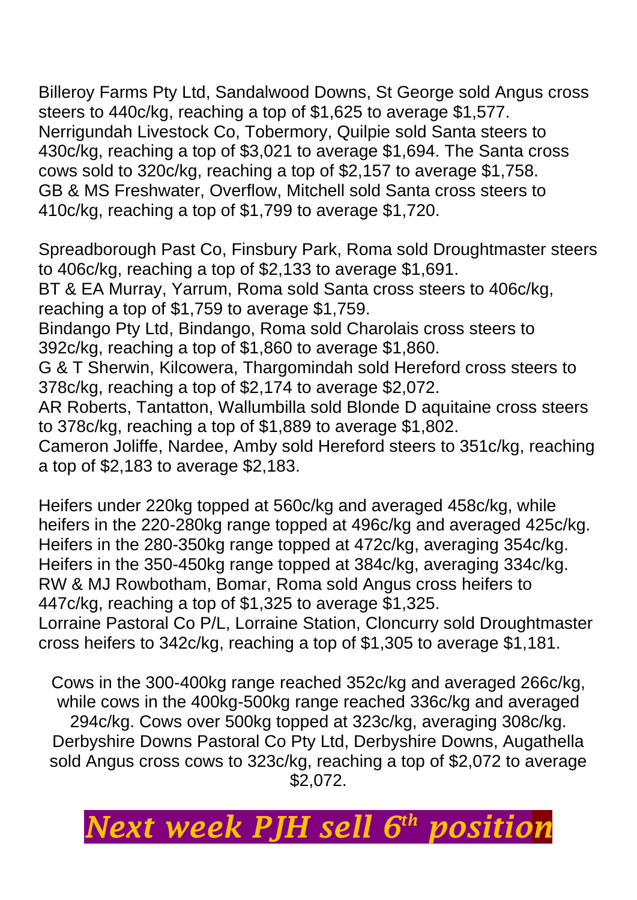Billeroy Farms Pty Ltd, Sandalwood Downs, St George sold Angus cross steers to 440c/kg, reaching a top of $1,625 to average $1,577.
Nerrigundah Livestock Co, Tobermory, Quilpie sold Santa steers to 430c/kg, reaching a top of $3,021 to average $1,694. The Santa cross cows sold to 320c/kg, reaching a top of $2,157 to average $1,758.
GB & MS Freshwater, Overflow, Mitchell sold Santa cross steers to 410c/kg, reaching a top of $1,799 to average $1,720.

Spreadborough Past Co, Finsbury Park, Roma sold Droughtmaster steers to 406c/kg, reaching a top of $2,133 to average $1,691.
BT & EA Murray, Yarrum, Roma sold Santa cross steers to 406c/kg, reaching a top of $1,759 to average $1,759.
Bindango Pty Ltd, Bindango, Roma sold Charolais cross steers to 392c/kg, reaching a top of $1,860 to average $1,860.
G & T Sherwin, Kilcowera, Thargomindah sold Hereford cross steers to 378c/kg, reaching a top of $2,174 to average $2,072.
AR Roberts, Tantatton, Wallumbilla sold Blonde D aquitaine cross steers to 378c/kg, reaching a top of $1,889 to average $1,802.
Cameron Joliffe, Nardee, Amby sold Hereford steers to 351c/kg, reaching a top of $2,183 to average $2,183.

Heifers under 220kg topped at 560c/kg and averaged 458c/kg, while heifers in the 220-280kg range topped at 496c/kg and averaged 425c/kg. Heifers in the 280-350kg range topped at 472c/kg, averaging 354c/kg. Heifers in the 350-450kg range topped at 384c/kg, averaging 334c/kg.
RW & MJ Rowbotham, Bomar, Roma sold Angus cross heifers to 447c/kg, reaching a top of $1,325 to average $1,325.
Lorraine Pastoral Co P/L, Lorraine Station, Cloncurry sold Droughtmaster cross heifers to 342c/kg, reaching a top of $1,305 to average $1,181.

Cows in the 300-400kg range reached 352c/kg and averaged 266c/kg, while cows in the 400kg-500kg range reached 336c/kg and averaged 294c/kg. Cows over 500kg topped at 323c/kg, averaging 308c/kg.
Derbyshire Downs Pastoral Co Pty Ltd, Derbyshire Downs, Augathella sold Angus cross cows to 323c/kg, reaching a top of $2,072 to average $2,072.

***Next week PJH sell 6th position***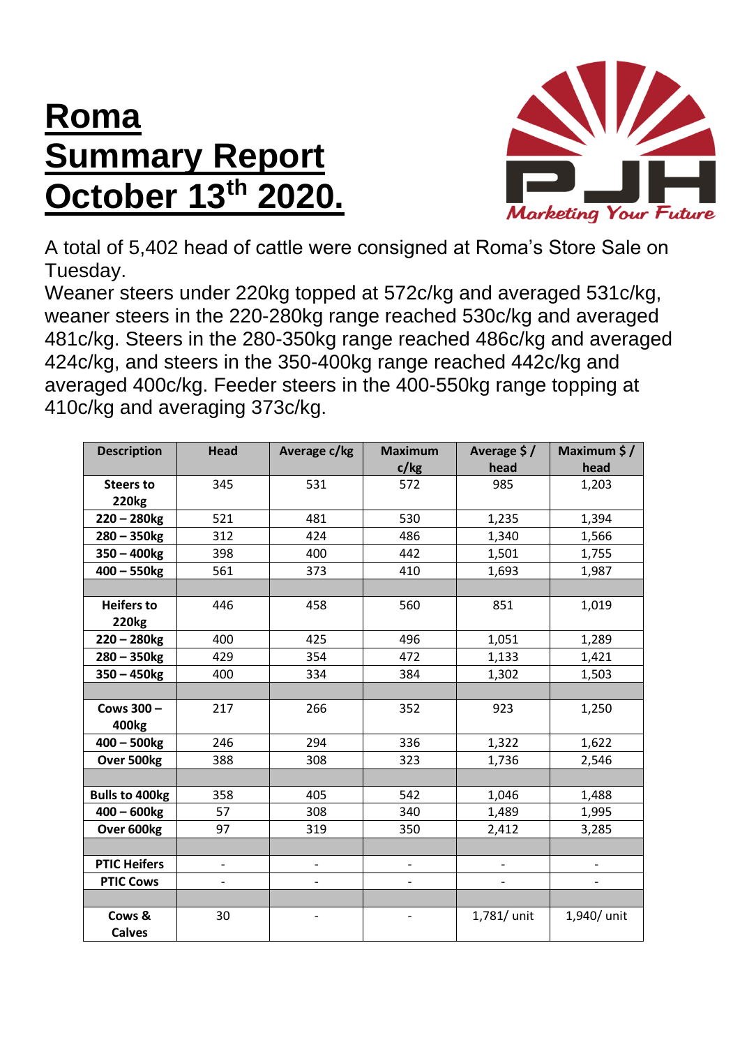# Roma Summary Report October 13th 2020.

PJH Marketing Your Future

A total of 5,402 head of cattle were consigned at Roma's Store Sale on Tuesday.
Weaner steers under 220kg topped at 572c/kg and averaged 531c/kg, weaner steers in the 220-280kg range reached 530c/kg and averaged 481c/kg. Steers in the 280-350kg range reached 486c/kg and averaged 424c/kg, and steers in the 350-400kg range reached 442c/kg and averaged 400c/kg. Feeder steers in the 400-550kg range topping at 410c/kg and averaging 373c/kg.

| Description | Head | Average c/kg | Maximum c/kg | Average $ / head | Maximum $ / head |
|---|---|---|---|---|---|
| **Steers to 220kg** | 345 | 531 | 572 | 985 | 1,203 |
| **220 – 280kg** | 521 | 481 | 530 | 1,235 | 1,394 |
| **280 – 350kg** | 312 | 424 | 486 | 1,340 | 1,566 |
| **350 – 400kg** | 398 | 400 | 442 | 1,501 | 1,755 |
| **400 – 550kg** | 561 | 373 | 410 | 1,693 | 1,987 |
| | | | | | |
| **Heifers to 220kg** | 446 | 458 | 560 | 851 | 1,019 |
| **220 – 280kg** | 400 | 425 | 496 | 1,051 | 1,289 |
| **280 – 350kg** | 429 | 354 | 472 | 1,133 | 1,421 |
| **350 – 450kg** | 400 | 334 | 384 | 1,302 | 1,503 |
| | | | | | |
| **Cows 300 – 400kg** | 217 | 266 | 352 | 923 | 1,250 |
| **400 – 500kg** | 246 | 294 | 336 | 1,322 | 1,622 |
| **Over 500kg** | 388 | 308 | 323 | 1,736 | 2,546 |
| | | | | | |
| **Bulls to 400kg** | 358 | 405 | 542 | 1,046 | 1,488 |
| **400 – 600kg** | 57 | 308 | 340 | 1,489 | 1,995 |
| **Over 600kg** | 97 | 319 | 350 | 2,412 | 3,285 |
| | | | | | |
| **PTIC Heifers** | - | - | - | - | - |
| **PTIC Cows** | - | - | - | - | - |
| | | | | | |
| **Cows & Calves** | 30 | - | - | 1,781/ unit | 1,940/ unit |